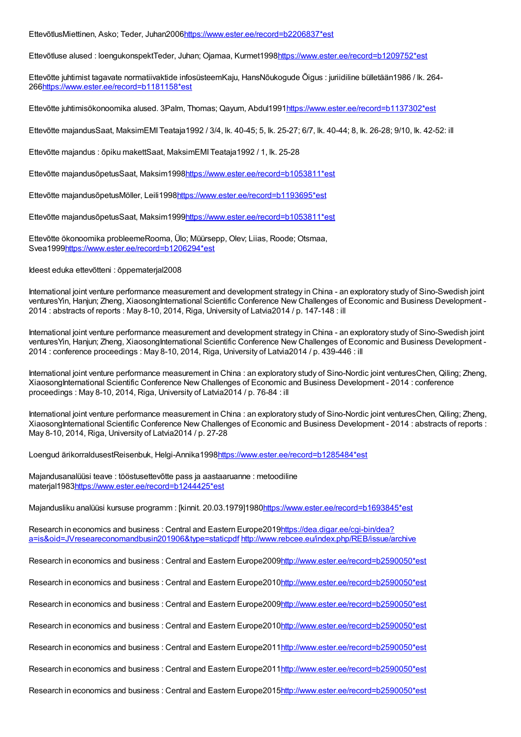EttevõtlusMiettinen, Asko; Teder, Juhan2006https://www.ester.ee/record=b2206837*est

Ettevõtluse alused : loengukonspektTeder, Juhan; Ojamaa, Kurmet1998https://www.ester.ee/record=b1209752*est

Ettevõtte juhtimist tagavate normatiivaktide infosüsteemKaju, HansNõukogude Õigus : juriidiline bülletään1986 / lk. 264-266https://www.ester.ee/record=b1181158*est

Ettevõtte juhtimisökonoomika alused. 3Palm, Thomas; Qayum, Abdul1991https://www.ester.ee/record=b1137302*est

Ettevõtte majandusSaat, MaksimEMI Teataja1992 / 3/4, lk. 40-45; 5, lk. 25-27; 6/7, lk. 40-44; 8, lk. 26-28; 9/10, lk. 42-52: ill

Ettevõtte majandus : õpiku makettSaat, MaksimEMI Teataja1992 / 1, lk. 25-28

Ettevõtte majandusõpetusSaat, Maksim1998https://www.ester.ee/record=b1053811*est

Ettevõtte majandusõpetusMöller, Leili1998https://www.ester.ee/record=b1193695*est

Ettevõtte majandusõpetusSaat, Maksim1999https://www.ester.ee/record=b1053811*est

Ettevõtte ökonoomika probleemeRooma, Ülo; Müürsepp, Olev; Liias, Roode; Otsmaa, Svea1999https://www.ester.ee/record=b1206294*est

Ideest eduka ettevõtteni : õppematerjal2008

International joint venture performance measurement and development strategy in China - an exploratory study of Sino-Swedish joint venturesYin, Hanjun; Zheng, XiaosongInternational Scientific Conference New Challenges of Economic and Business Development - 2014 : abstracts of reports : May 8-10, 2014, Riga, University of Latvia2014 / p. 147-148 : ill

International joint venture performance measurement and development strategy in China - an exploratory study of Sino-Swedish joint venturesYin, Hanjun; Zheng, XiaosongInternational Scientific Conference New Challenges of Economic and Business Development - 2014 : conference proceedings : May 8-10, 2014, Riga, University of Latvia2014 / p. 439-446 : ill

International joint venture performance measurement in China : an exploratory study of Sino-Nordic joint venturesChen, Qiling; Zheng, XiaosongInternational Scientific Conference New Challenges of Economic and Business Development - 2014 : conference proceedings : May 8-10, 2014, Riga, University of Latvia2014 / p. 76-84 : ill

International joint venture performance measurement in China : an exploratory study of Sino-Nordic joint venturesChen, Qiling; Zheng, XiaosongInternational Scientific Conference New Challenges of Economic and Business Development - 2014 : abstracts of reports : May 8-10, 2014, Riga, University of Latvia2014 / p. 27-28

Loengud ärikorraldusestReisenbuk, Helgi-Annika1998https://www.ester.ee/record=b1285484*est

Majandusanalüüsi teave : tööstusettevõtte pass ja aastaaruanne : metoodiline materjal1983https://www.ester.ee/record=b1244425*est

Majandusliku analüüsi kursuse programm : [kinnit. 20.03.1979]1980https://www.ester.ee/record=b1693845*est

Research in economics and business : Central and Eastern Europe2019https://dea.digar.ee/cgi-bin/dea?a=is&oid=JVreseareconomandbusin201906&type=staticpdf http://www.rebcee.eu/index.php/REB/issue/archive

Research in economics and business : Central and Eastern Europe2009http://www.ester.ee/record=b2590050*est

Research in economics and business : Central and Eastern Europe2010http://www.ester.ee/record=b2590050*est

Research in economics and business : Central and Eastern Europe2009http://www.ester.ee/record=b2590050*est

Research in economics and business : Central and Eastern Europe2010http://www.ester.ee/record=b2590050*est

Research in economics and business : Central and Eastern Europe2011http://www.ester.ee/record=b2590050*est

Research in economics and business : Central and Eastern Europe2011http://www.ester.ee/record=b2590050*est

Research in economics and business : Central and Eastern Europe2015http://www.ester.ee/record=b2590050*est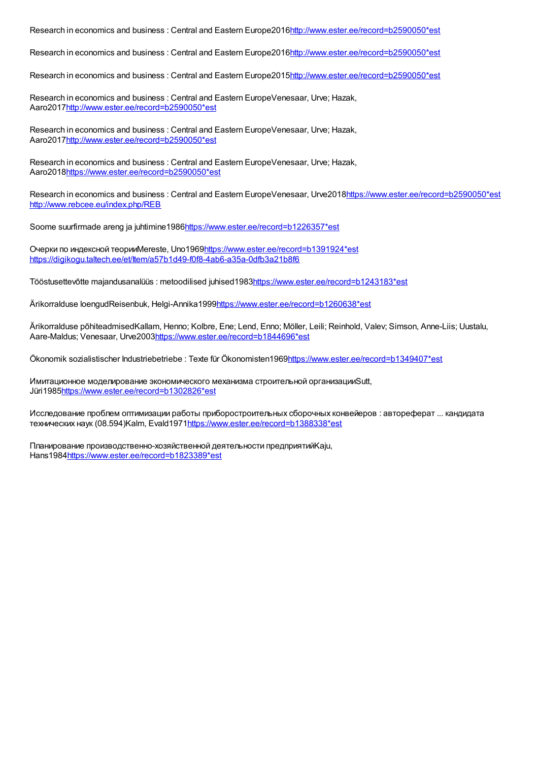Research in economics and business : Central and Eastern Europe2016http://www.ester.ee/record=b2590050*est

Research in economics and business : Central and Eastern Europe2016http://www.ester.ee/record=b2590050*est

Research in economics and business : Central and Eastern Europe2015http://www.ester.ee/record=b2590050*est

Research in economics and business : Central and Eastern EuropeVenesaar, Urve; Hazak, Aaro2017http://www.ester.ee/record=b2590050*est

Research in economics and business : Central and Eastern EuropeVenesaar, Urve; Hazak, Aaro2017http://www.ester.ee/record=b2590050*est

Research in economics and business : Central and Eastern EuropeVenesaar, Urve; Hazak, Aaro2018https://www.ester.ee/record=b2590050*est

Research in economics and business : Central and Eastern EuropeVenesaar, Urve2018https://www.ester.ee/record=b2590050*est http://www.rebcee.eu/index.php/REB

Soome suurfirmade areng ja juhtimine1986https://www.ester.ee/record=b1226357*est

Очерки по индексной теорииMereste, Uno1969https://www.ester.ee/record=b1391924*est https://digikogu.taltech.ee/et/Item/a57b1d49-f0f8-4ab6-a35a-0dfb3a21b8f6

Tööstusettevõtte majandusanalüüs : metoodilised juhised1983https://www.ester.ee/record=b1243183*est

Ärikorralduse loengudReisenbuk, Helgi-Annika1999https://www.ester.ee/record=b1260638*est

Ärikorralduse põhiteadmisedKallam, Henno; Kolbre, Ene; Lend, Enno; Möller, Leili; Reinhold, Valev; Simson, Anne-Liis; Uustalu, Aare-Maldus; Venesaar, Urve2003https://www.ester.ee/record=b1844696*est

Ökonomik sozialistischer Industriebetriebe : Texte für Ökonomisten1969https://www.ester.ee/record=b1349407*est

Имитационное моделирование экономического механизма строительной организацииSutt, Jüri1985https://www.ester.ee/record=b1302826*est

Исследование проблем оптимизации работы приборостроительных сборочных конвейеров : автореферат ... кандидата технических наук (08.594)Kalm, Evald1971https://www.ester.ee/record=b1388338*est

Планирование производственно-хозяйственной деятельности предприятийKaju, Hans1984https://www.ester.ee/record=b1823389*est